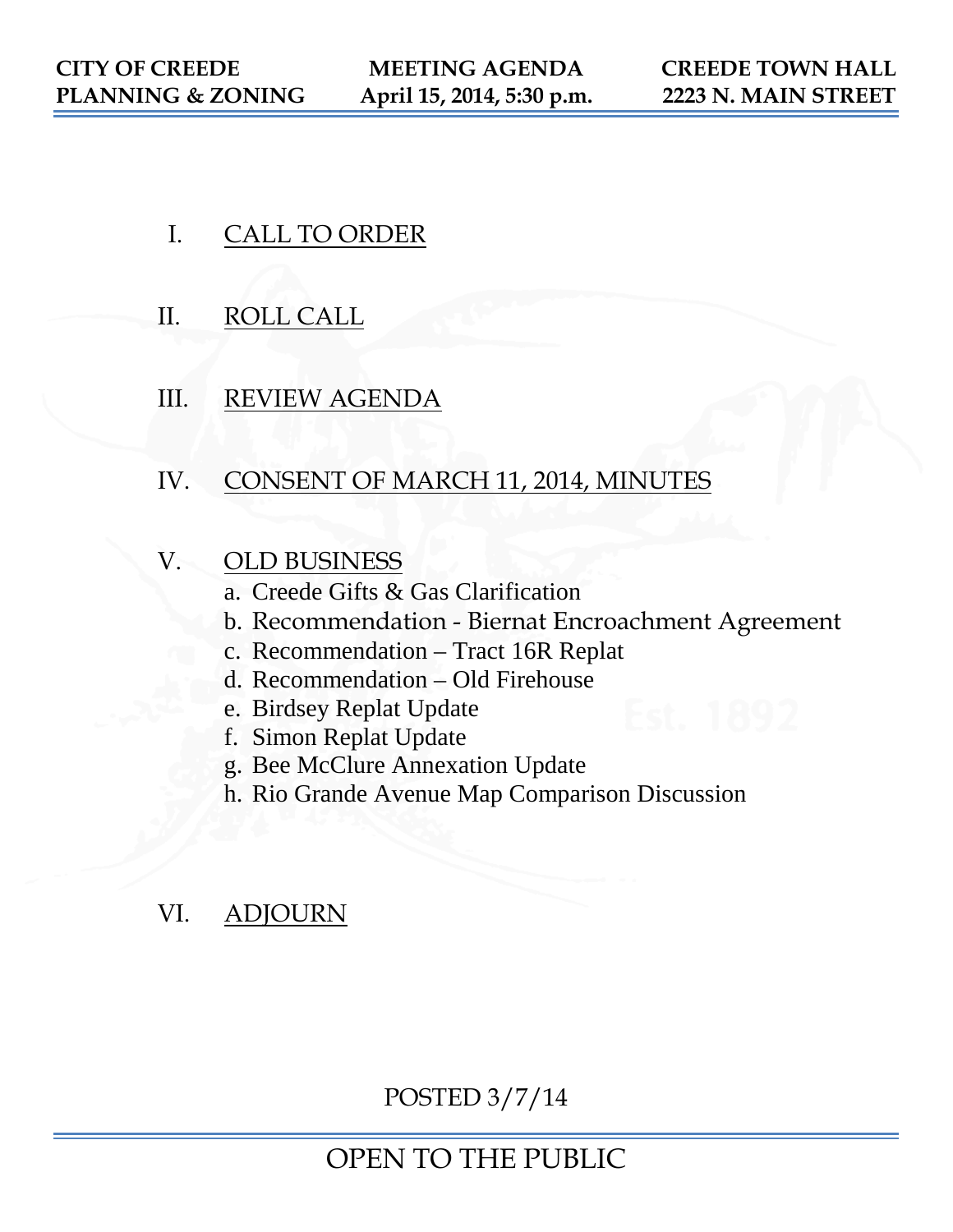**CITY OF CREEDE**
**PLANNING & ZONING**

**MEETING AGENDA**
**April 15, 2014, 5:30 p.m.**

**CREEDE TOWN HALL**
**2223 N. MAIN STREET**

I. CALL TO ORDER

II. ROLL CALL

III. REVIEW AGENDA

IV. CONSENT OF MARCH 11, 2014, MINUTES

V. OLD BUSINESS
   a. Creede Gifts & Gas Clarification
   b. Recommendation - Biernat Encroachment Agreement
   c. Recommendation – Tract 16R Replat
   d. Recommendation – Old Firehouse
   e. Birdsey Replat Update
   f. Simon Replat Update
   g. Bee McClure Annexation Update
   h. Rio Grande Avenue Map Comparison Discussion

VI. ADJOURN

POSTED 3/7/14

OPEN TO THE PUBLIC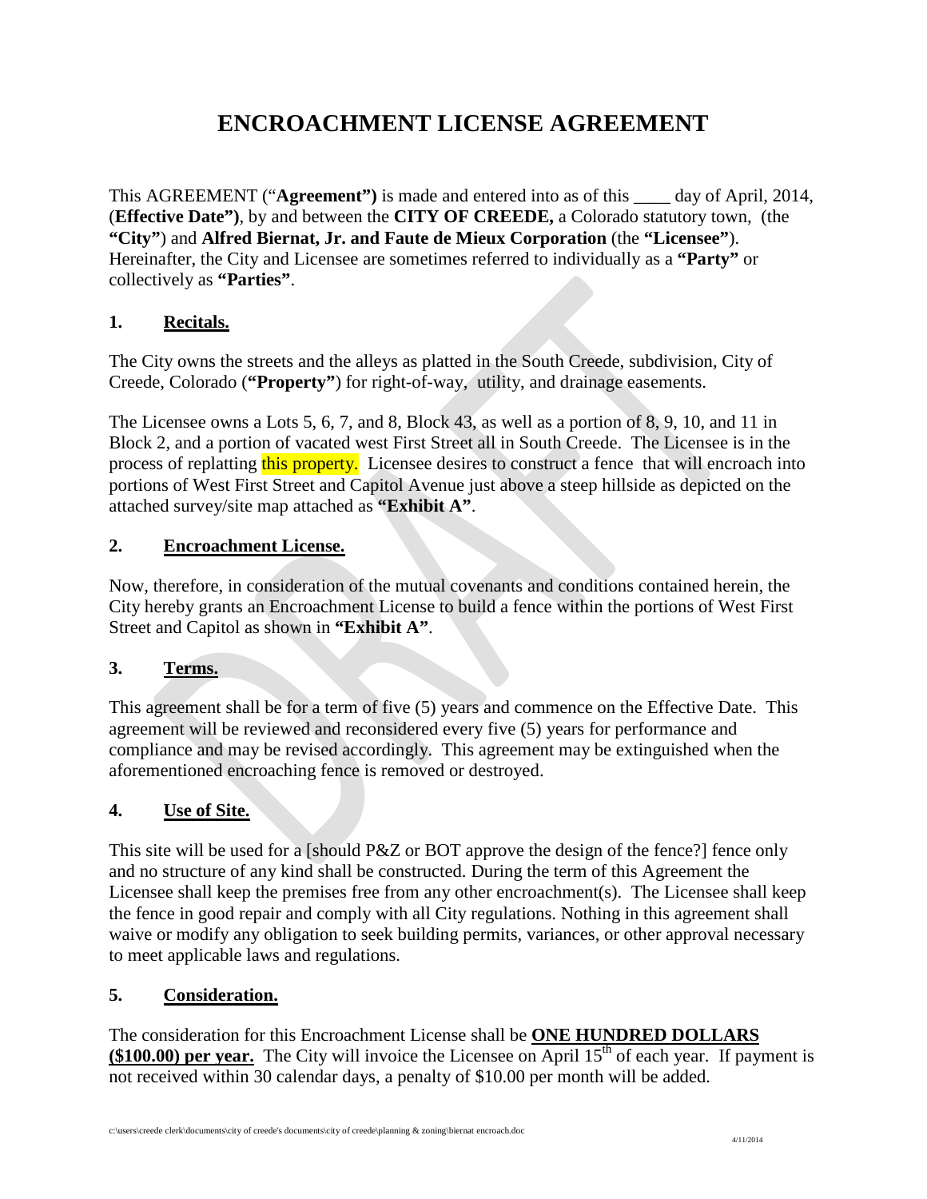# ENCROACHMENT LICENSE AGREEMENT

This AGREEMENT ("**Agreement")** is made and entered into as of this ____ day of April, 2014, (**Effective Date")**, by and between the **CITY OF CREEDE,** a Colorado statutory town, (the **"City"**) and **Alfred Biernat, Jr. and Faute de Mieux Corporation** (the **"Licensee"**). Hereinafter, the City and Licensee are sometimes referred to individually as a **"Party"** or collectively as **"Parties"**.

## 1. Recitals.

The City owns the streets and the alleys as platted in the South Creede, subdivision, City of Creede, Colorado (**"Property"**) for right-of-way, utility, and drainage easements.

The Licensee owns a Lots 5, 6, 7, and 8, Block 43, as well as a portion of 8, 9, 10, and 11 in Block 2, and a portion of vacated west First Street all in South Creede. The Licensee is in the process of replatting this property. Licensee desires to construct a fence that will encroach into portions of West First Street and Capitol Avenue just above a steep hillside as depicted on the attached survey/site map attached as **"Exhibit A"**.

## 2. Encroachment License.

Now, therefore, in consideration of the mutual covenants and conditions contained herein, the City hereby grants an Encroachment License to build a fence within the portions of West First Street and Capitol as shown in **"Exhibit A"**.

## 3. Terms.

This agreement shall be for a term of five (5) years and commence on the Effective Date. This agreement will be reviewed and reconsidered every five (5) years for performance and compliance and may be revised accordingly. This agreement may be extinguished when the aforementioned encroaching fence is removed or destroyed.

## 4. Use of Site.

This site will be used for a [should P&Z or BOT approve the design of the fence?] fence only and no structure of any kind shall be constructed. During the term of this Agreement the Licensee shall keep the premises free from any other encroachment(s). The Licensee shall keep the fence in good repair and comply with all City regulations. Nothing in this agreement shall waive or modify any obligation to seek building permits, variances, or other approval necessary to meet applicable laws and regulations.

## 5. Consideration.

The consideration for this Encroachment License shall be **ONE HUNDRED DOLLARS ($100.00) per year.** The City will invoice the Licensee on April 15th of each year. If payment is not received within 30 calendar days, a penalty of $10.00 per month will be added.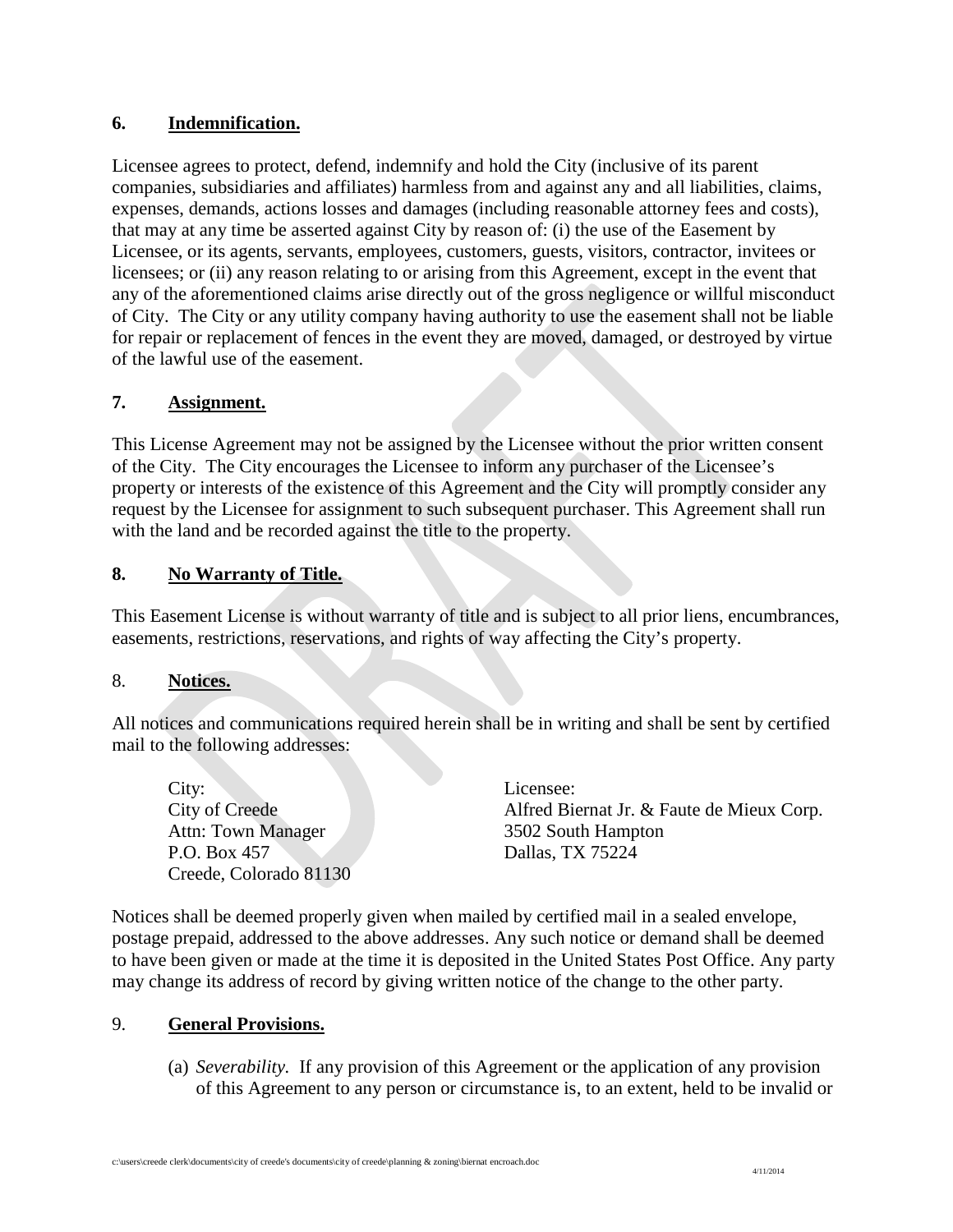## 6. **Indemnification.**

Licensee agrees to protect, defend, indemnify and hold the City (inclusive of its parent companies, subsidiaries and affiliates) harmless from and against any and all liabilities, claims, expenses, demands, actions losses and damages (including reasonable attorney fees and costs), that may at any time be asserted against City by reason of: (i) the use of the Easement by Licensee, or its agents, servants, employees, customers, guests, visitors, contractor, invitees or licensees; or (ii) any reason relating to or arising from this Agreement, except in the event that any of the aforementioned claims arise directly out of the gross negligence or willful misconduct of City. The City or any utility company having authority to use the easement shall not be liable for repair or replacement of fences in the event they are moved, damaged, or destroyed by virtue of the lawful use of the easement.

## 7. **Assignment.**

This License Agreement may not be assigned by the Licensee without the prior written consent of the City. The City encourages the Licensee to inform any purchaser of the Licensee's property or interests of the existence of this Agreement and the City will promptly consider any request by the Licensee for assignment to such subsequent purchaser. This Agreement shall run with the land and be recorded against the title to the property.

## 8. **No Warranty of Title.**

This Easement License is without warranty of title and is subject to all prior liens, encumbrances, easements, restrictions, reservations, and rights of way affecting the City's property.

## 8. **Notices.**

All notices and communications required herein shall be in writing and shall be sent by certified mail to the following addresses:

City:
City of Creede
Attn: Town Manager
P.O. Box 457
Creede, Colorado 81130

Licensee:
Alfred Biernat Jr. & Faute de Mieux Corp.
3502 South Hampton
Dallas, TX 75224

Notices shall be deemed properly given when mailed by certified mail in a sealed envelope, postage prepaid, addressed to the above addresses. Any such notice or demand shall be deemed to have been given or made at the time it is deposited in the United States Post Office. Any party may change its address of record by giving written notice of the change to the other party.

## 9. **General Provisions.**

(a) *Severability.* If any provision of this Agreement or the application of any provision of this Agreement to any person or circumstance is, to an extent, held to be invalid or

c:\users\creede clerk\documents\city of creede's documents\city of creede\planning & zoning\biernat encroach.doc

4/11/2014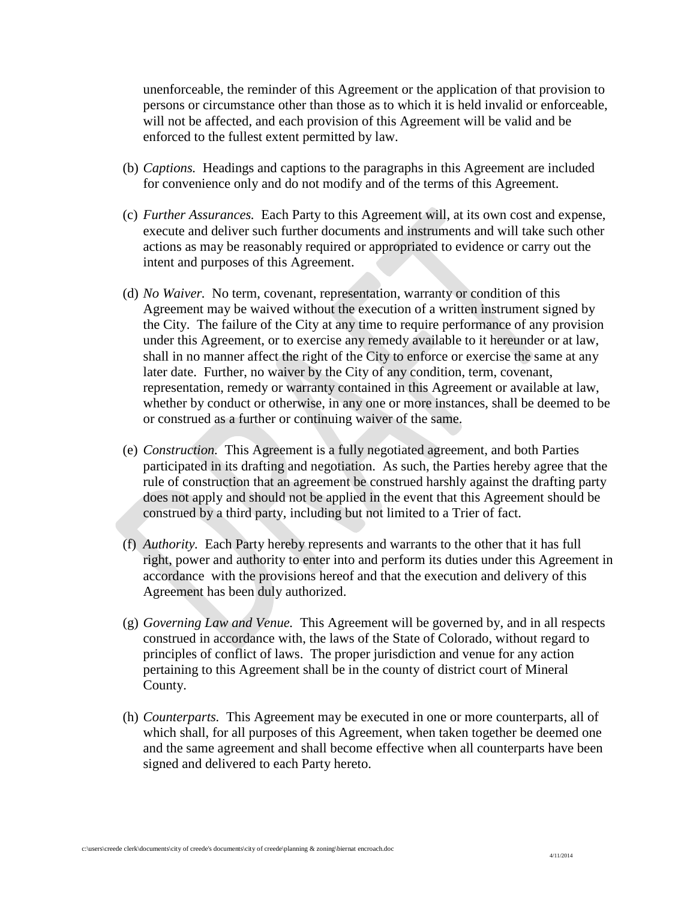unenforceable, the reminder of this Agreement or the application of that provision to persons or circumstance other than those as to which it is held invalid or enforceable, will not be affected, and each provision of this Agreement will be valid and be enforced to the fullest extent permitted by law.

(b) *Captions.* Headings and captions to the paragraphs in this Agreement are included for convenience only and do not modify and of the terms of this Agreement.

(c) *Further Assurances.* Each Party to this Agreement will, at its own cost and expense, execute and deliver such further documents and instruments and will take such other actions as may be reasonably required or appropriated to evidence or carry out the intent and purposes of this Agreement.

(d) *No Waiver.* No term, covenant, representation, warranty or condition of this Agreement may be waived without the execution of a written instrument signed by the City. The failure of the City at any time to require performance of any provision under this Agreement, or to exercise any remedy available to it hereunder or at law, shall in no manner affect the right of the City to enforce or exercise the same at any later date. Further, no waiver by the City of any condition, term, covenant, representation, remedy or warranty contained in this Agreement or available at law, whether by conduct or otherwise, in any one or more instances, shall be deemed to be or construed as a further or continuing waiver of the same.

(e) *Construction.* This Agreement is a fully negotiated agreement, and both Parties participated in its drafting and negotiation. As such, the Parties hereby agree that the rule of construction that an agreement be construed harshly against the drafting party does not apply and should not be applied in the event that this Agreement should be construed by a third party, including but not limited to a Trier of fact.

(f) *Authority.* Each Party hereby represents and warrants to the other that it has full right, power and authority to enter into and perform its duties under this Agreement in accordance with the provisions hereof and that the execution and delivery of this Agreement has been duly authorized.

(g) *Governing Law and Venue.* This Agreement will be governed by, and in all respects construed in accordance with, the laws of the State of Colorado, without regard to principles of conflict of laws. The proper jurisdiction and venue for any action pertaining to this Agreement shall be in the county of district court of Mineral County.

(h) *Counterparts.* This Agreement may be executed in one or more counterparts, all of which shall, for all purposes of this Agreement, when taken together be deemed one and the same agreement and shall become effective when all counterparts have been signed and delivered to each Party hereto.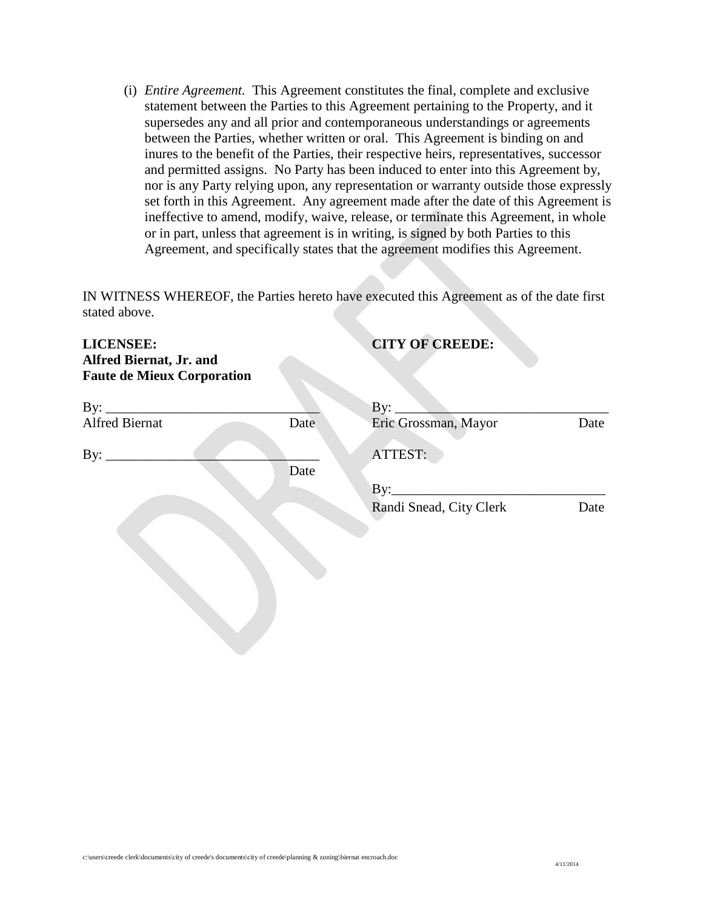(i) *Entire Agreement.* This Agreement constitutes the final, complete and exclusive statement between the Parties to this Agreement pertaining to the Property, and it supersedes any and all prior and contemporaneous understandings or agreements between the Parties, whether written or oral. This Agreement is binding on and inures to the benefit of the Parties, their respective heirs, representatives, successor and permitted assigns. No Party has been induced to enter into this Agreement by, nor is any Party relying upon, any representation or warranty outside those expressly set forth in this Agreement. Any agreement made after the date of this Agreement is ineffective to amend, modify, waive, release, or terminate this Agreement, in whole or in part, unless that agreement is in writing, is signed by both Parties to this Agreement, and specifically states that the agreement modifies this Agreement.

IN WITNESS WHEREOF, the Parties hereto have executed this Agreement as of the date first stated above.

**LICENSEE:**
**Alfred Biernat, Jr. and**
**Faute de Mieux Corporation**

By: _______________________________
Alfred Biernat Date

By: _______________________________
Date

**CITY OF CREEDE:**

By: _______________________________
Eric Grossman, Mayor Date

ATTEST:

By: _______________________________
Randi Snead, City Clerk Date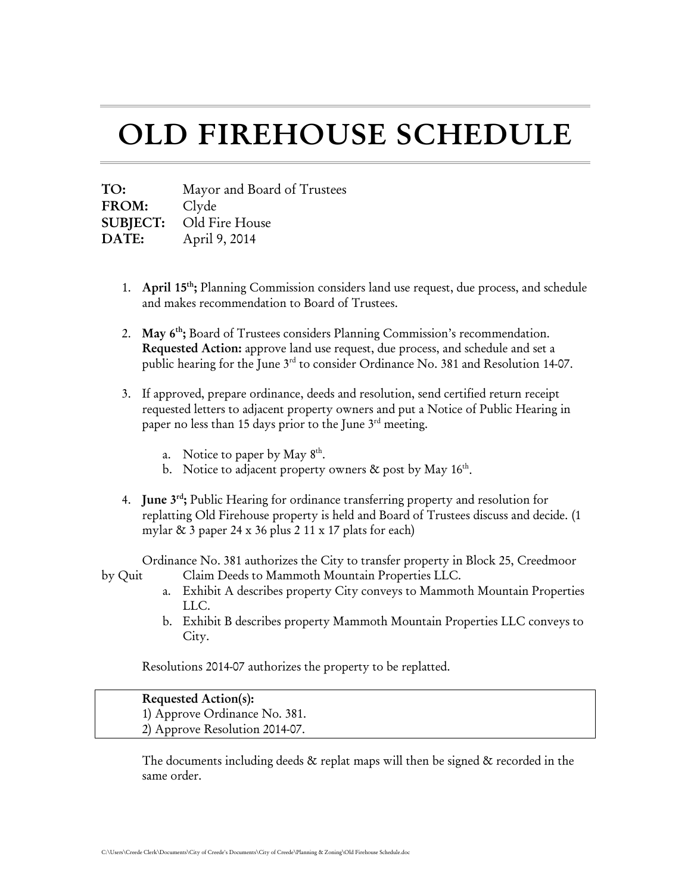# OLD FIREHOUSE SCHEDULE

**TO:** Mayor and Board of Trustees
**FROM:** Clyde
**SUBJECT:** Old Fire House
**DATE:** April 9, 2014

1. **April 15th;** Planning Commission considers land use request, due process, and schedule and makes recommendation to Board of Trustees.

2. **May 6th;** Board of Trustees considers Planning Commission's recommendation. **Requested Action:** approve land use request, due process, and schedule and set a public hearing for the June 3rd to consider Ordinance No. 381 and Resolution 14-07.

3. If approved, prepare ordinance, deeds and resolution, send certified return receipt requested letters to adjacent property owners and put a Notice of Public Hearing in paper no less than 15 days prior to the June 3rd meeting.

   a. Notice to paper by May 8th.
   b. Notice to adjacent property owners & post by May 16th.

4. **June 3rd;** Public Hearing for ordinance transferring property and resolution for replatting Old Firehouse property is held and Board of Trustees discuss and decide. (1 mylar & 3 paper 24 x 36 plus 2 11 x 17 plats for each)

Ordinance No. 381 authorizes the City to transfer property in Block 25, Creedmoor by Quit Claim Deeds to Mammoth Mountain Properties LLC.

   a. Exhibit A describes property City conveys to Mammoth Mountain Properties LLC.
   b. Exhibit B describes property Mammoth Mountain Properties LLC conveys to City.

Resolutions 2014-07 authorizes the property to be replatted.

**Requested Action(s):**
1) Approve Ordinance No. 381.
2) Approve Resolution 2014-07.

The documents including deeds & replat maps will then be signed & recorded in the same order.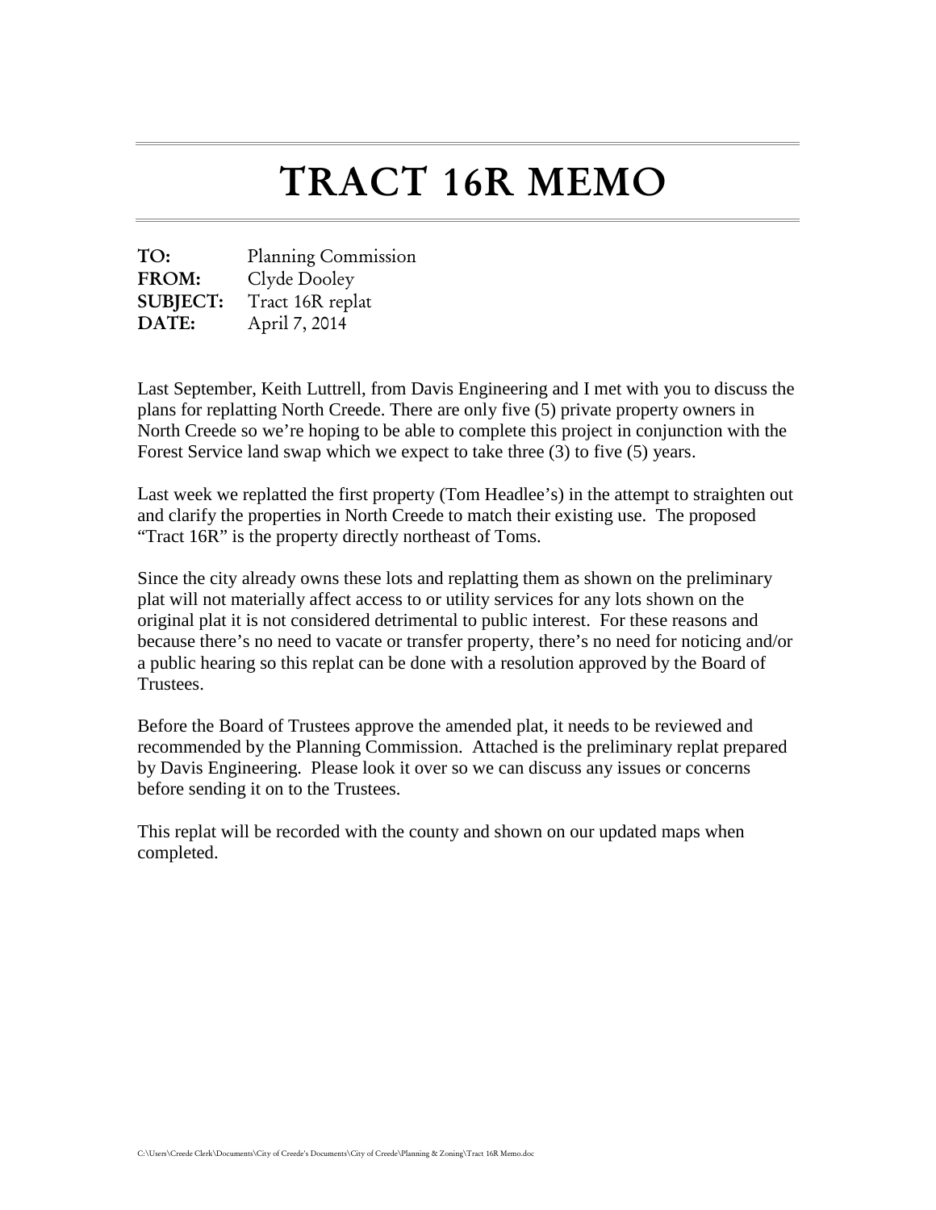# TRACT 16R MEMO

**TO:** Planning Commission
**FROM:** Clyde Dooley
**SUBJECT:** Tract 16R replat
**DATE:** April 7, 2014

Last September, Keith Luttrell, from Davis Engineering and I met with you to discuss the plans for replatting North Creede. There are only five (5) private property owners in North Creede so we're hoping to be able to complete this project in conjunction with the Forest Service land swap which we expect to take three (3) to five (5) years.

Last week we replatted the first property (Tom Headlee's) in the attempt to straighten out and clarify the properties in North Creede to match their existing use. The proposed "Tract 16R" is the property directly northeast of Toms.

Since the city already owns these lots and replatting them as shown on the preliminary plat will not materially affect access to or utility services for any lots shown on the original plat it is not considered detrimental to public interest. For these reasons and because there's no need to vacate or transfer property, there's no need for noticing and/or a public hearing so this replat can be done with a resolution approved by the Board of Trustees.

Before the Board of Trustees approve the amended plat, it needs to be reviewed and recommended by the Planning Commission. Attached is the preliminary replat prepared by Davis Engineering. Please look it over so we can discuss any issues or concerns before sending it on to the Trustees.

This replat will be recorded with the county and shown on our updated maps when completed.